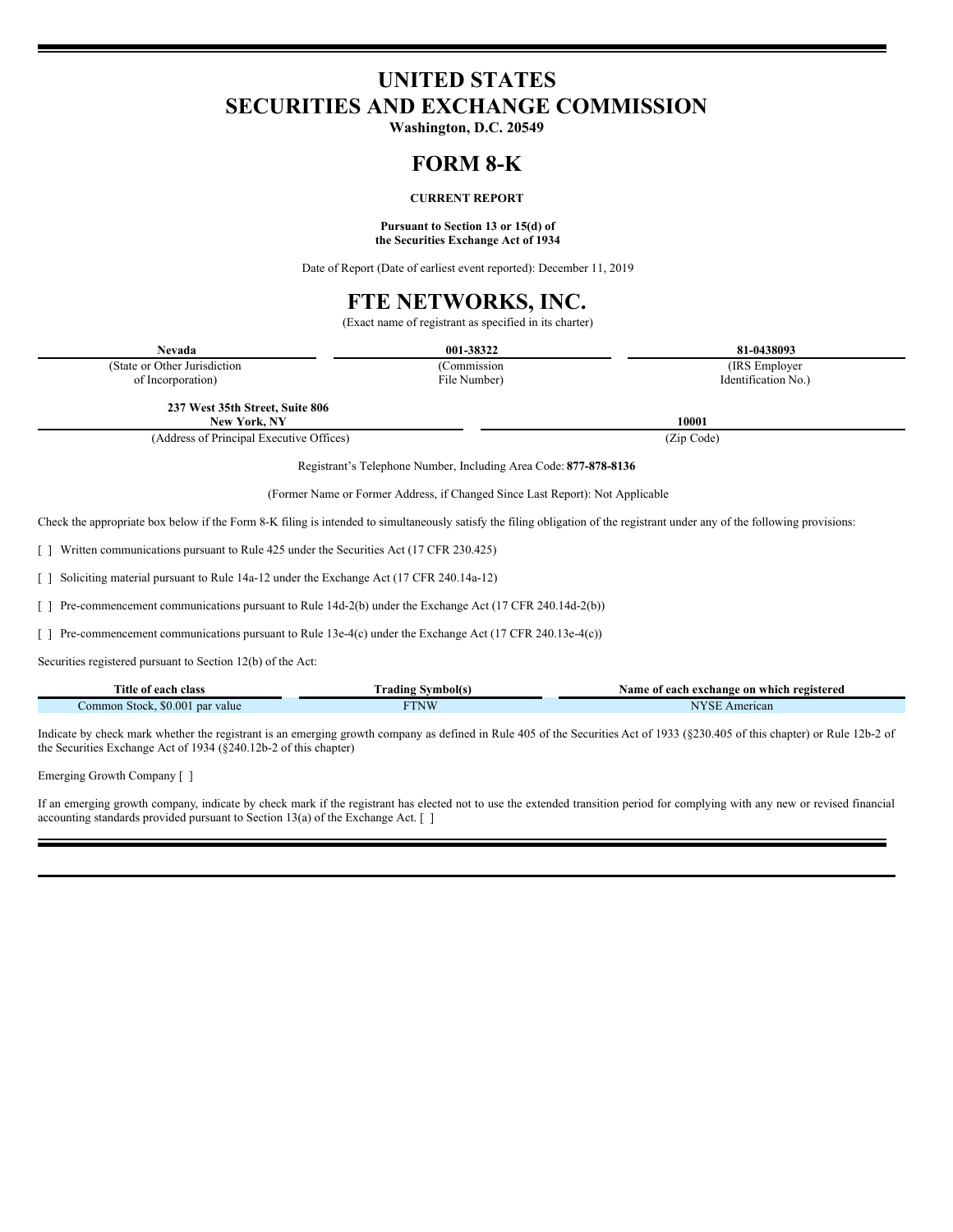# UNITED STATES
# SECURITIES AND EXCHANGE COMMISSION

**Washington, D.C. 20549**

# FORM 8-K

**CURRENT REPORT**

**Pursuant to Section 13 or 15(d) of the Securities Exchange Act of 1934**

Date of Report (Date of earliest event reported): December 11, 2019

# FTE NETWORKS, INC.

(Exact name of registrant as specified in its charter)

| **Nevada** | **001-38322** | **81-0438093** |
|---|---|---|
| (State or Other Jurisdiction of Incorporation) | (Commission File Number) | (IRS Employer Identification No.) |

| **237 West 35th Street, Suite 806 New York, NY** | **10001** |
|---|---|
| (Address of Principal Executive Offices) | (Zip Code) |

Registrant's Telephone Number, Including Area Code: **877-878-8136**

(Former Name or Former Address, if Changed Since Last Report): Not Applicable

Check the appropriate box below if the Form 8-K filing is intended to simultaneously satisfy the filing obligation of the registrant under any of the following provisions:

[ ] Written communications pursuant to Rule 425 under the Securities Act (17 CFR 230.425)

[ ] Soliciting material pursuant to Rule 14a-12 under the Exchange Act (17 CFR 240.14a-12)

[ ] Pre-commencement communications pursuant to Rule 14d-2(b) under the Exchange Act (17 CFR 240.14d-2(b))

[ ] Pre-commencement communications pursuant to Rule 13e-4(c) under the Exchange Act (17 CFR 240.13e-4(c))

Securities registered pursuant to Section 12(b) of the Act:

| Title of each class | Trading Symbol(s) | Name of each exchange on which registered |
|---|---|---|
| Common Stock, $0.001 par value | FTNW | NYSE American |

Indicate by check mark whether the registrant is an emerging growth company as defined in Rule 405 of the Securities Act of 1933 (§230.405 of this chapter) or Rule 12b-2 of the Securities Exchange Act of 1934 (§240.12b-2 of this chapter)

Emerging Growth Company [ ]

If an emerging growth company, indicate by check mark if the registrant has elected not to use the extended transition period for complying with any new or revised financial accounting standards provided pursuant to Section 13(a) of the Exchange Act. [ ]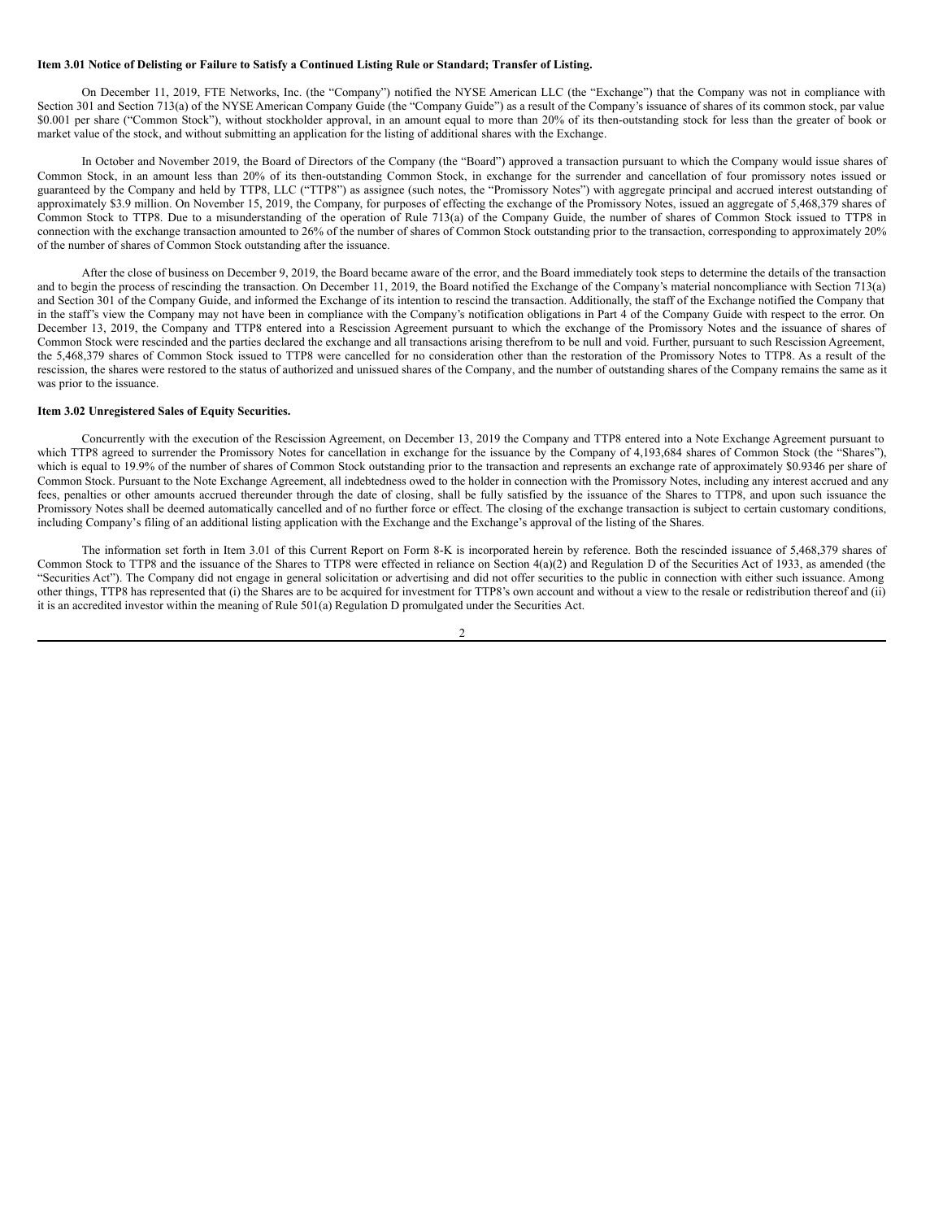**Item 3.01 Notice of Delisting or Failure to Satisfy a Continued Listing Rule or Standard; Transfer of Listing.**

On December 11, 2019, FTE Networks, Inc. (the "Company") notified the NYSE American LLC (the "Exchange") that the Company was not in compliance with Section 301 and Section 713(a) of the NYSE American Company Guide (the "Company Guide") as a result of the Company's issuance of shares of its common stock, par value $0.001 per share ("Common Stock"), without stockholder approval, in an amount equal to more than 20% of its then-outstanding stock for less than the greater of book or market value of the stock, and without submitting an application for the listing of additional shares with the Exchange.

In October and November 2019, the Board of Directors of the Company (the "Board") approved a transaction pursuant to which the Company would issue shares of Common Stock, in an amount less than 20% of its then-outstanding Common Stock, in exchange for the surrender and cancellation of four promissory notes issued or guaranteed by the Company and held by TTP8, LLC ("TTP8") as assignee (such notes, the "Promissory Notes") with aggregate principal and accrued interest outstanding of approximately $3.9 million. On November 15, 2019, the Company, for purposes of effecting the exchange of the Promissory Notes, issued an aggregate of 5,468,379 shares of Common Stock to TTP8. Due to a misunderstanding of the operation of Rule 713(a) of the Company Guide, the number of shares of Common Stock issued to TTP8 in connection with the exchange transaction amounted to 26% of the number of shares of Common Stock outstanding prior to the transaction, corresponding to approximately 20% of the number of shares of Common Stock outstanding after the issuance.

After the close of business on December 9, 2019, the Board became aware of the error, and the Board immediately took steps to determine the details of the transaction and to begin the process of rescinding the transaction. On December 11, 2019, the Board notified the Exchange of the Company's material noncompliance with Section 713(a) and Section 301 of the Company Guide, and informed the Exchange of its intention to rescind the transaction. Additionally, the staff of the Exchange notified the Company that in the staff's view the Company may not have been in compliance with the Company's notification obligations in Part 4 of the Company Guide with respect to the error. On December 13, 2019, the Company and TTP8 entered into a Rescission Agreement pursuant to which the exchange of the Promissory Notes and the issuance of shares of Common Stock were rescinded and the parties declared the exchange and all transactions arising therefrom to be null and void. Further, pursuant to such Rescission Agreement, the 5,468,379 shares of Common Stock issued to TTP8 were cancelled for no consideration other than the restoration of the Promissory Notes to TTP8. As a result of the rescission, the shares were restored to the status of authorized and unissued shares of the Company, and the number of outstanding shares of the Company remains the same as it was prior to the issuance.

**Item 3.02 Unregistered Sales of Equity Securities.**

Concurrently with the execution of the Rescission Agreement, on December 13, 2019 the Company and TTP8 entered into a Note Exchange Agreement pursuant to which TTP8 agreed to surrender the Promissory Notes for cancellation in exchange for the issuance by the Company of 4,193,684 shares of Common Stock (the "Shares"), which is equal to 19.9% of the number of shares of Common Stock outstanding prior to the transaction and represents an exchange rate of approximately $0.9346 per share of Common Stock. Pursuant to the Note Exchange Agreement, all indebtedness owed to the holder in connection with the Promissory Notes, including any interest accrued and any fees, penalties or other amounts accrued thereunder through the date of closing, shall be fully satisfied by the issuance of the Shares to TTP8, and upon such issuance the Promissory Notes shall be deemed automatically cancelled and of no further force or effect. The closing of the exchange transaction is subject to certain customary conditions, including Company's filing of an additional listing application with the Exchange and the Exchange's approval of the listing of the Shares.

The information set forth in Item 3.01 of this Current Report on Form 8-K is incorporated herein by reference. Both the rescinded issuance of 5,468,379 shares of Common Stock to TTP8 and the issuance of the Shares to TTP8 were effected in reliance on Section 4(a)(2) and Regulation D of the Securities Act of 1933, as amended (the "Securities Act"). The Company did not engage in general solicitation or advertising and did not offer securities to the public in connection with either such issuance. Among other things, TTP8 has represented that (i) the Shares are to be acquired for investment for TTP8's own account and without a view to the resale or redistribution thereof and (ii) it is an accredited investor within the meaning of Rule 501(a) Regulation D promulgated under the Securities Act.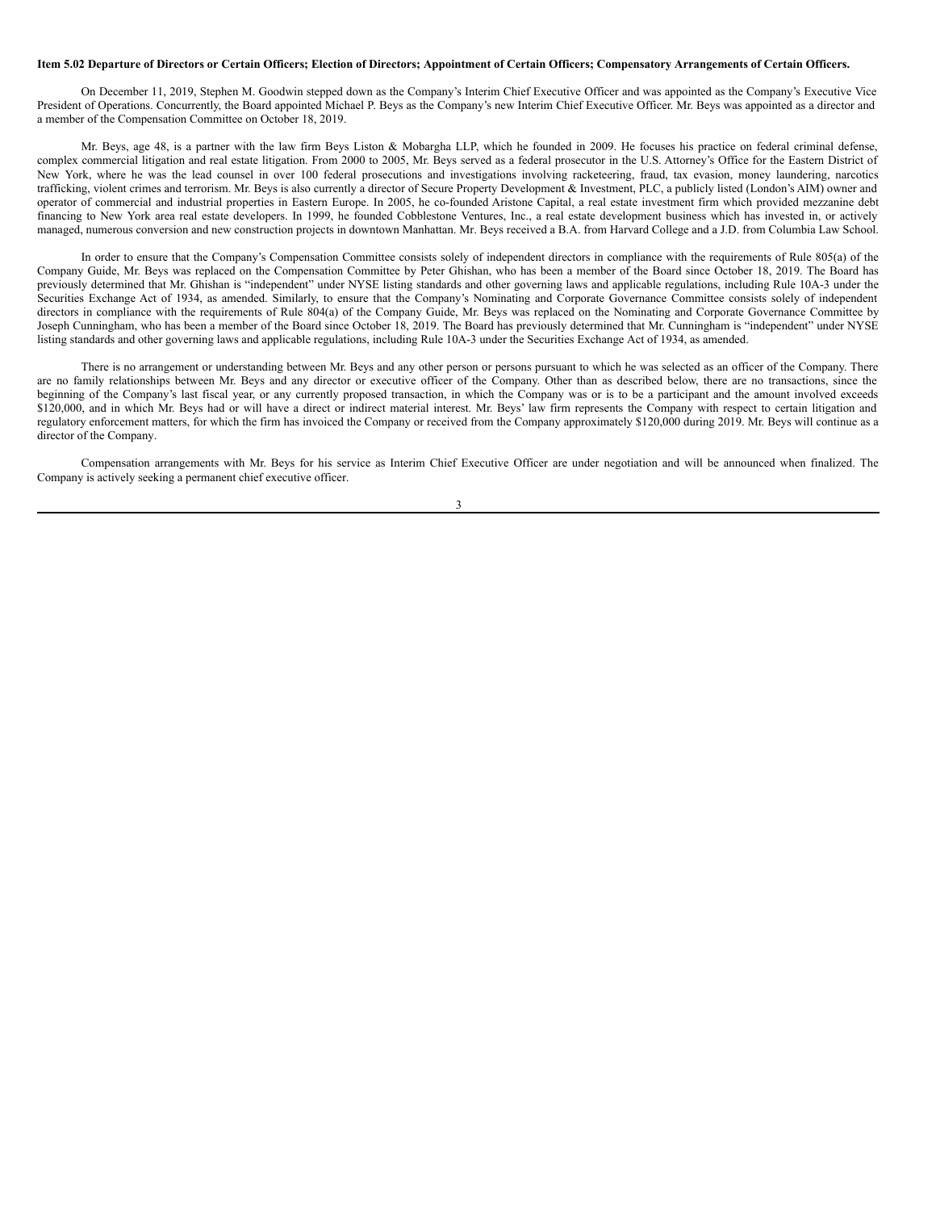**Item 5.02 Departure of Directors or Certain Officers; Election of Directors; Appointment of Certain Officers; Compensatory Arrangements of Certain Officers.**

On December 11, 2019, Stephen M. Goodwin stepped down as the Company's Interim Chief Executive Officer and was appointed as the Company's Executive Vice President of Operations. Concurrently, the Board appointed Michael P. Beys as the Company's new Interim Chief Executive Officer. Mr. Beys was appointed as a director and a member of the Compensation Committee on October 18, 2019.

Mr. Beys, age 48, is a partner with the law firm Beys Liston & Mobargha LLP, which he founded in 2009. He focuses his practice on federal criminal defense, complex commercial litigation and real estate litigation. From 2000 to 2005, Mr. Beys served as a federal prosecutor in the U.S. Attorney's Office for the Eastern District of New York, where he was the lead counsel in over 100 federal prosecutions and investigations involving racketeering, fraud, tax evasion, money laundering, narcotics trafficking, violent crimes and terrorism. Mr. Beys is also currently a director of Secure Property Development & Investment, PLC, a publicly listed (London's AIM) owner and operator of commercial and industrial properties in Eastern Europe. In 2005, he co-founded Aristone Capital, a real estate investment firm which provided mezzanine debt financing to New York area real estate developers. In 1999, he founded Cobblestone Ventures, Inc., a real estate development business which has invested in, or actively managed, numerous conversion and new construction projects in downtown Manhattan. Mr. Beys received a B.A. from Harvard College and a J.D. from Columbia Law School.

In order to ensure that the Company's Compensation Committee consists solely of independent directors in compliance with the requirements of Rule 805(a) of the Company Guide, Mr. Beys was replaced on the Compensation Committee by Peter Ghishan, who has been a member of the Board since October 18, 2019. The Board has previously determined that Mr. Ghishan is "independent" under NYSE listing standards and other governing laws and applicable regulations, including Rule 10A-3 under the Securities Exchange Act of 1934, as amended. Similarly, to ensure that the Company's Nominating and Corporate Governance Committee consists solely of independent directors in compliance with the requirements of Rule 804(a) of the Company Guide, Mr. Beys was replaced on the Nominating and Corporate Governance Committee by Joseph Cunningham, who has been a member of the Board since October 18, 2019. The Board has previously determined that Mr. Cunningham is "independent" under NYSE listing standards and other governing laws and applicable regulations, including Rule 10A-3 under the Securities Exchange Act of 1934, as amended.

There is no arrangement or understanding between Mr. Beys and any other person or persons pursuant to which he was selected as an officer of the Company. There are no family relationships between Mr. Beys and any director or executive officer of the Company. Other than as described below, there are no transactions, since the beginning of the Company's last fiscal year, or any currently proposed transaction, in which the Company was or is to be a participant and the amount involved exceeds $120,000, and in which Mr. Beys had or will have a direct or indirect material interest. Mr. Beys' law firm represents the Company with respect to certain litigation and regulatory enforcement matters, for which the firm has invoiced the Company or received from the Company approximately $120,000 during 2019. Mr. Beys will continue as a director of the Company.

Compensation arrangements with Mr. Beys for his service as Interim Chief Executive Officer are under negotiation and will be announced when finalized. The Company is actively seeking a permanent chief executive officer.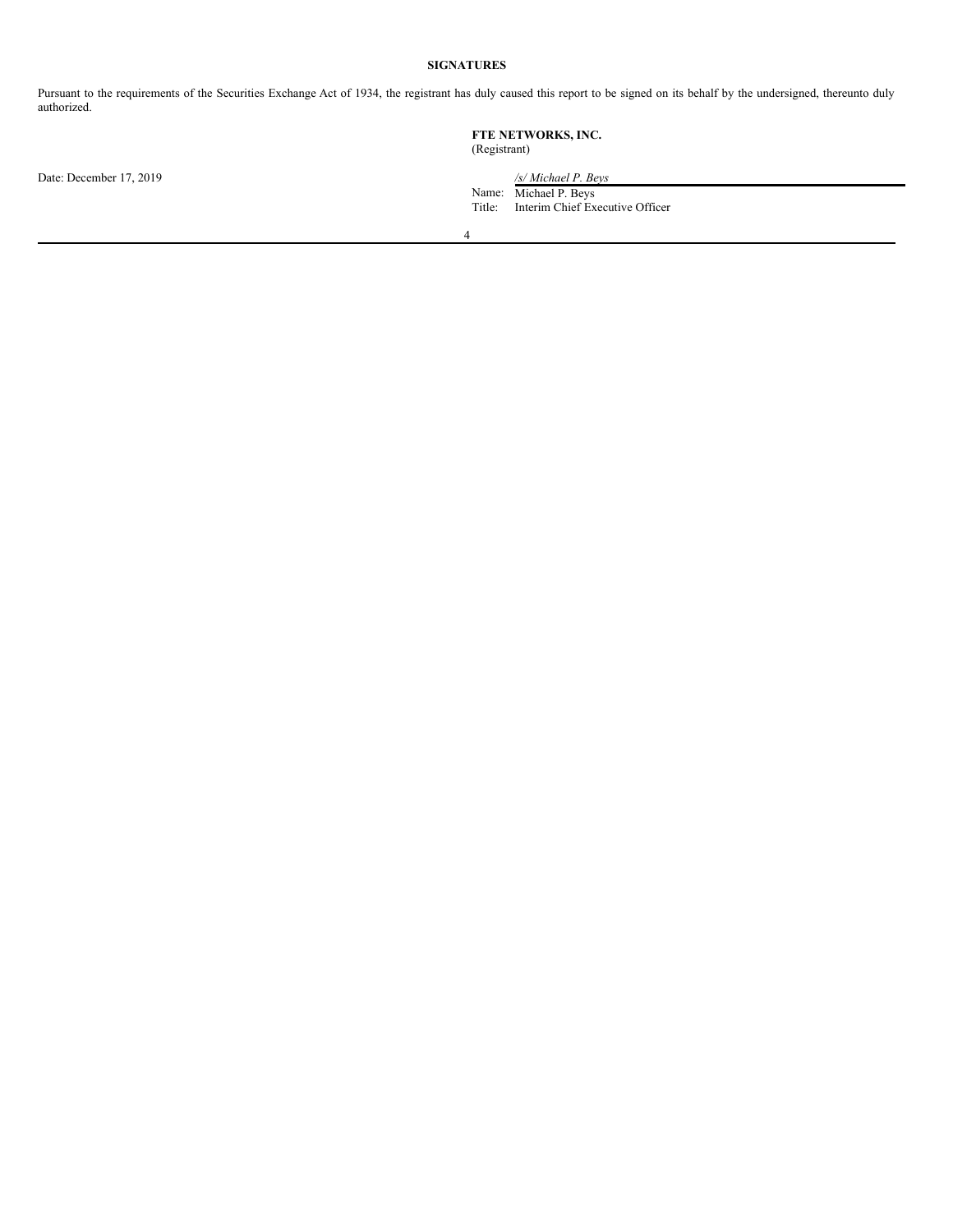**SIGNATURES**

Pursuant to the requirements of the Securities Exchange Act of 1934, the registrant has duly caused this report to be signed on its behalf by the undersigned, thereunto duly authorized.

**FTE NETWORKS, INC.**
(Registrant)

Date: December 17, 2019

*/s/ Michael P. Beys*
Name: Michael P. Beys
Title: Interim Chief Executive Officer